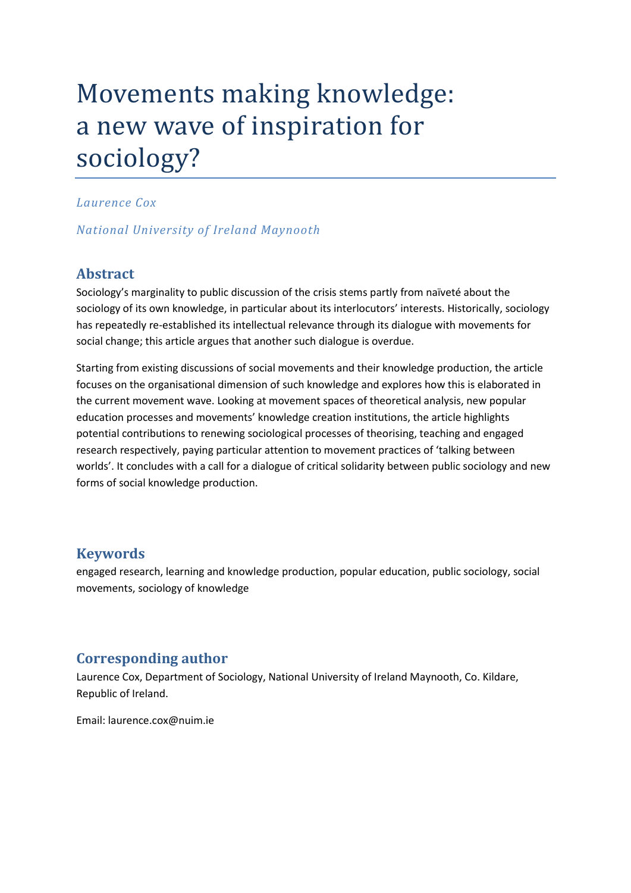# Movements making knowledge: a new wave of inspiration for sociology?

*Laurence Cox*

*National University of Ireland Maynooth*

## Abstract

Sociology's marginality to public discussion of the crisis stems partly from naïveté about the sociology of its own knowledge, in particular about its interlocutors' interests. Historically, sociology has repeatedly re-established its intellectual relevance through its dialogue with movements for social change; this article argues that another such dialogue is overdue.

Starting from existing discussions of social movements and their knowledge production, the article focuses on the organisational dimension of such knowledge and explores how this is elaborated in the current movement wave. Looking at movement spaces of theoretical analysis, new popular education processes and movements' knowledge creation institutions, the article highlights potential contributions to renewing sociological processes of theorising, teaching and engaged research respectively, paying particular attention to movement practices of 'talking between worlds'. It concludes with a call for a dialogue of critical solidarity between public sociology and new forms of social knowledge production.

## Keywords

engaged research, learning and knowledge production, popular education, public sociology, social movements, sociology of knowledge

## Corresponding author

Laurence Cox, Department of Sociology, National University of Ireland Maynooth, Co. Kildare, Republic of Ireland.

Email: laurence.cox@nuim.ie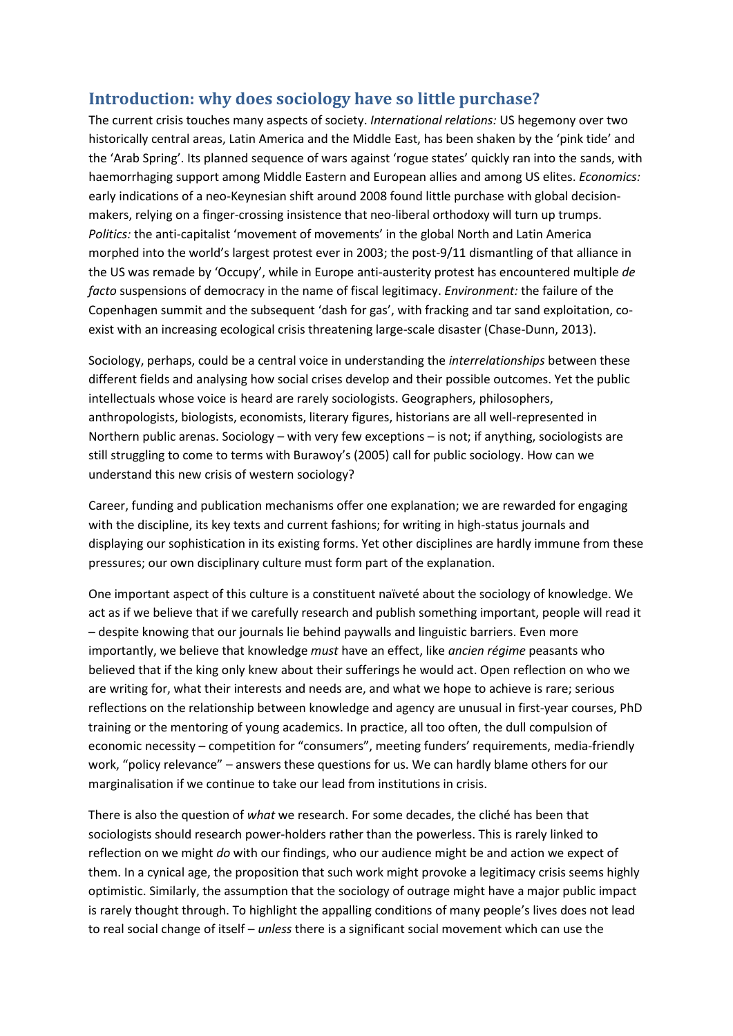## Introduction: why does sociology have so little purchase?

The current crisis touches many aspects of society. *International relations:* US hegemony over two historically central areas, Latin America and the Middle East, has been shaken by the 'pink tide' and the 'Arab Spring'. Its planned sequence of wars against 'rogue states' quickly ran into the sands, with haemorrhaging support among Middle Eastern and European allies and among US elites. *Economics:* early indications of a neo-Keynesian shift around 2008 found little purchase with global decision-makers, relying on a finger-crossing insistence that neo-liberal orthodoxy will turn up trumps. *Politics:* the anti-capitalist 'movement of movements' in the global North and Latin America morphed into the world's largest protest ever in 2003; the post-9/11 dismantling of that alliance in the US was remade by 'Occupy', while in Europe anti-austerity protest has encountered multiple *de facto* suspensions of democracy in the name of fiscal legitimacy. *Environment:* the failure of the Copenhagen summit and the subsequent 'dash for gas', with fracking and tar sand exploitation, co-exist with an increasing ecological crisis threatening large-scale disaster (Chase-Dunn, 2013).

Sociology, perhaps, could be a central voice in understanding the *interrelationships* between these different fields and analysing how social crises develop and their possible outcomes. Yet the public intellectuals whose voice is heard are rarely sociologists. Geographers, philosophers, anthropologists, biologists, economists, literary figures, historians are all well-represented in Northern public arenas. Sociology – with very few exceptions – is not; if anything, sociologists are still struggling to come to terms with Burawoy's (2005) call for public sociology. How can we understand this new crisis of western sociology?

Career, funding and publication mechanisms offer one explanation; we are rewarded for engaging with the discipline, its key texts and current fashions; for writing in high-status journals and displaying our sophistication in its existing forms. Yet other disciplines are hardly immune from these pressures; our own disciplinary culture must form part of the explanation.

One important aspect of this culture is a constituent naïveté about the sociology of knowledge. We act as if we believe that if we carefully research and publish something important, people will read it – despite knowing that our journals lie behind paywalls and linguistic barriers. Even more importantly, we believe that knowledge *must* have an effect, like *ancien régime* peasants who believed that if the king only knew about their sufferings he would act. Open reflection on who we are writing for, what their interests and needs are, and what we hope to achieve is rare; serious reflections on the relationship between knowledge and agency are unusual in first-year courses, PhD training or the mentoring of young academics. In practice, all too often, the dull compulsion of economic necessity – competition for "consumers", meeting funders' requirements, media-friendly work, "policy relevance" – answers these questions for us. We can hardly blame others for our marginalisation if we continue to take our lead from institutions in crisis.

There is also the question of *what* we research. For some decades, the cliché has been that sociologists should research power-holders rather than the powerless. This is rarely linked to reflection on we might *do* with our findings, who our audience might be and action we expect of them. In a cynical age, the proposition that such work might provoke a legitimacy crisis seems highly optimistic. Similarly, the assumption that the sociology of outrage might have a major public impact is rarely thought through. To highlight the appalling conditions of many people's lives does not lead to real social change of itself – *unless* there is a significant social movement which can use the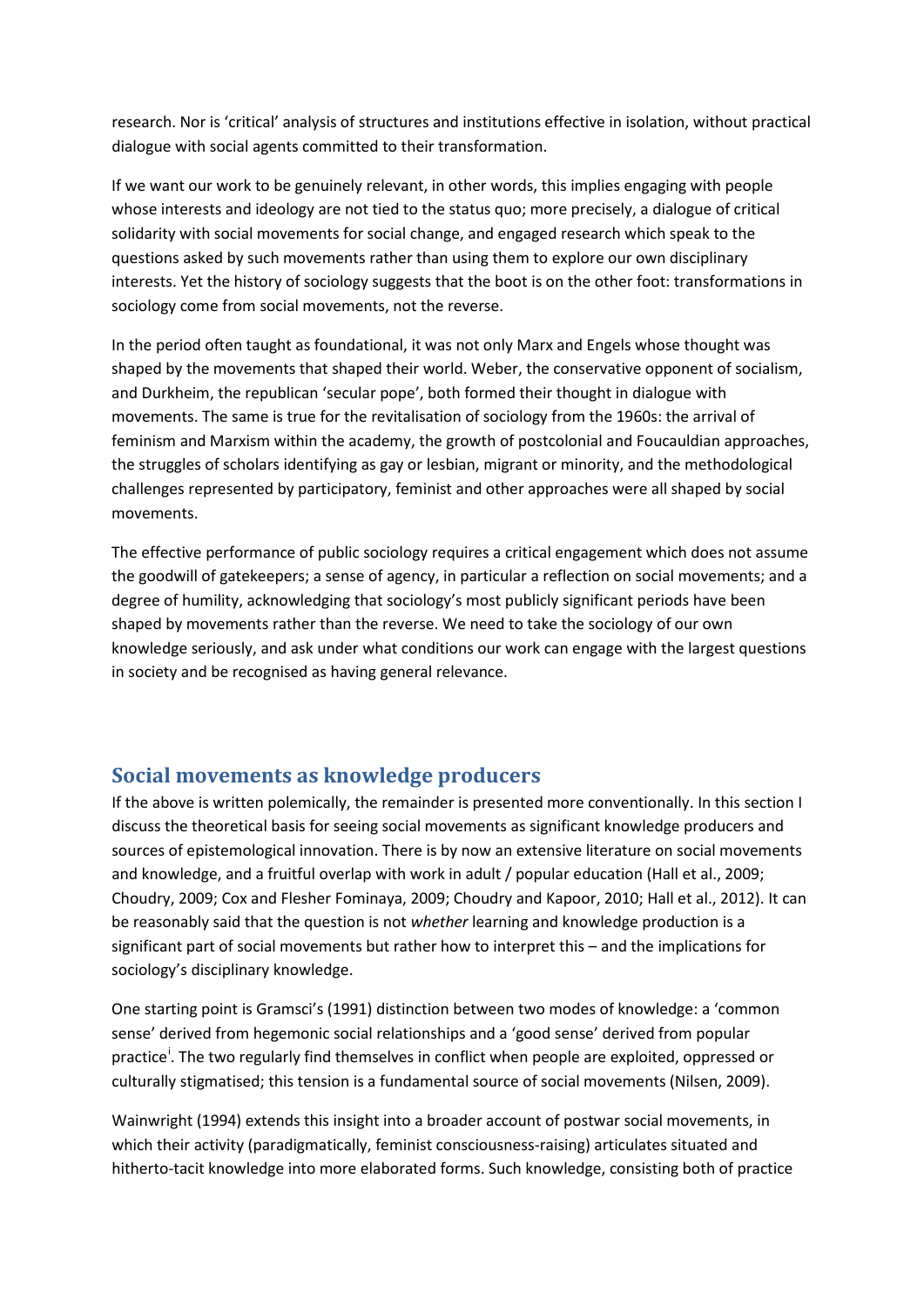research. Nor is 'critical' analysis of structures and institutions effective in isolation, without practical dialogue with social agents committed to their transformation.

If we want our work to be genuinely relevant, in other words, this implies engaging with people whose interests and ideology are not tied to the status quo; more precisely, a dialogue of critical solidarity with social movements for social change, and engaged research which speak to the questions asked by such movements rather than using them to explore our own disciplinary interests. Yet the history of sociology suggests that the boot is on the other foot: transformations in sociology come from social movements, not the reverse.

In the period often taught as foundational, it was not only Marx and Engels whose thought was shaped by the movements that shaped their world. Weber, the conservative opponent of socialism, and Durkheim, the republican 'secular pope', both formed their thought in dialogue with movements. The same is true for the revitalisation of sociology from the 1960s: the arrival of feminism and Marxism within the academy, the growth of postcolonial and Foucauldian approaches, the struggles of scholars identifying as gay or lesbian, migrant or minority, and the methodological challenges represented by participatory, feminist and other approaches were all shaped by social movements.

The effective performance of public sociology requires a critical engagement which does not assume the goodwill of gatekeepers; a sense of agency, in particular a reflection on social movements; and a degree of humility, acknowledging that sociology's most publicly significant periods have been shaped by movements rather than the reverse. We need to take the sociology of our own knowledge seriously, and ask under what conditions our work can engage with the largest questions in society and be recognised as having general relevance.

## Social movements as knowledge producers

If the above is written polemically, the remainder is presented more conventionally. In this section I discuss the theoretical basis for seeing social movements as significant knowledge producers and sources of epistemological innovation. There is by now an extensive literature on social movements and knowledge, and a fruitful overlap with work in adult / popular education (Hall et al., 2009; Choudry, 2009; Cox and Flesher Fominaya, 2009; Choudry and Kapoor, 2010; Hall et al., 2012). It can be reasonably said that the question is not *whether* learning and knowledge production is a significant part of social movements but rather how to interpret this – and the implications for sociology's disciplinary knowledge.

One starting point is Gramsci's (1991) distinction between two modes of knowledge: a 'common sense' derived from hegemonic social relationships and a 'good sense' derived from popular practice[i]. The two regularly find themselves in conflict when people are exploited, oppressed or culturally stigmatised; this tension is a fundamental source of social movements (Nilsen, 2009).

Wainwright (1994) extends this insight into a broader account of postwar social movements, in which their activity (paradigmatically, feminist consciousness-raising) articulates situated and hitherto-tacit knowledge into more elaborated forms. Such knowledge, consisting both of practice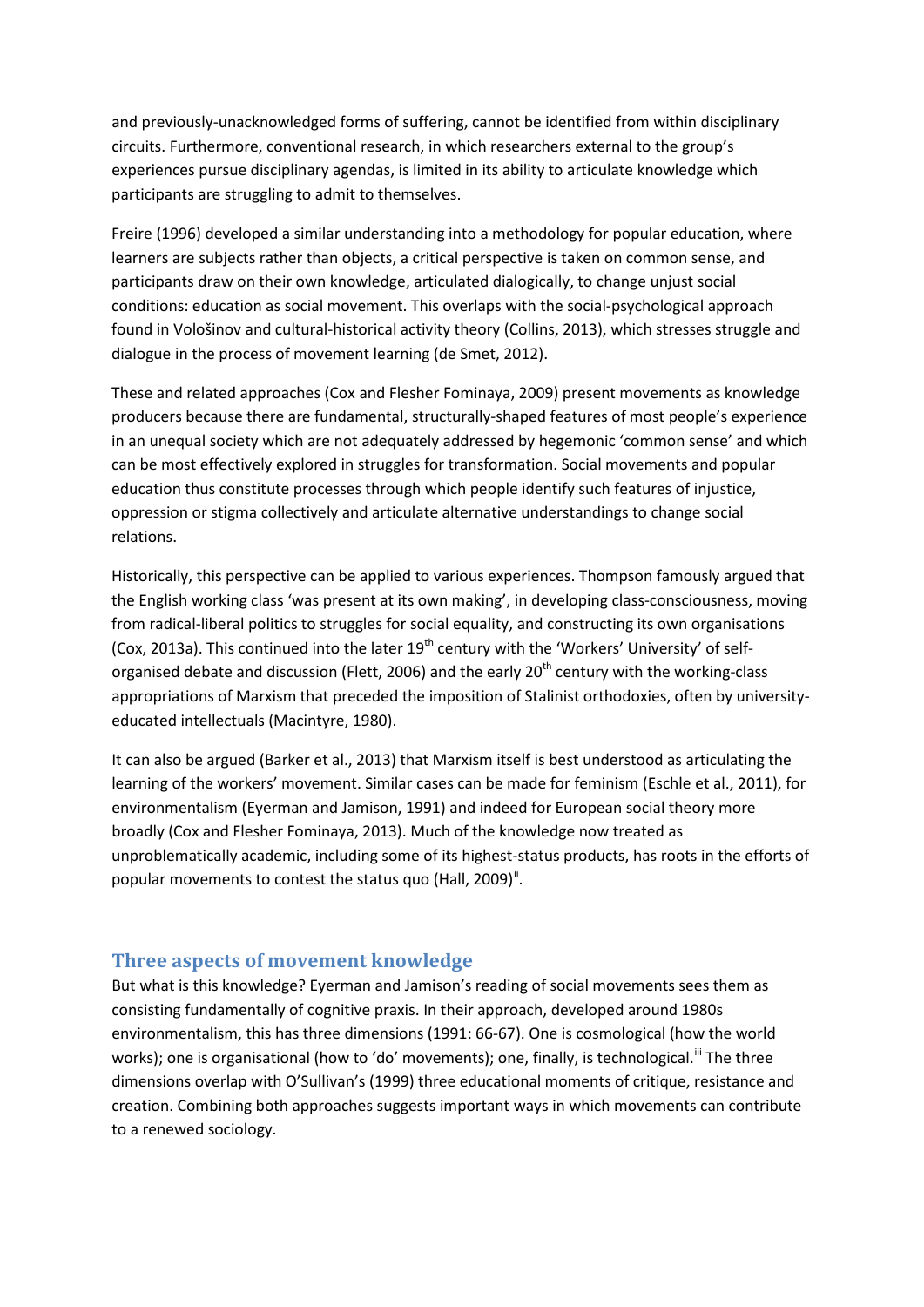and previously-unacknowledged forms of suffering, cannot be identified from within disciplinary circuits. Furthermore, conventional research, in which researchers external to the group's experiences pursue disciplinary agendas, is limited in its ability to articulate knowledge which participants are struggling to admit to themselves.

Freire (1996) developed a similar understanding into a methodology for popular education, where learners are subjects rather than objects, a critical perspective is taken on common sense, and participants draw on their own knowledge, articulated dialogically, to change unjust social conditions: education as social movement. This overlaps with the social-psychological approach found in Vološinov and cultural-historical activity theory (Collins, 2013), which stresses struggle and dialogue in the process of movement learning (de Smet, 2012).

These and related approaches (Cox and Flesher Fominaya, 2009) present movements as knowledge producers because there are fundamental, structurally-shaped features of most people's experience in an unequal society which are not adequately addressed by hegemonic 'common sense' and which can be most effectively explored in struggles for transformation. Social movements and popular education thus constitute processes through which people identify such features of injustice, oppression or stigma collectively and articulate alternative understandings to change social relations.

Historically, this perspective can be applied to various experiences. Thompson famously argued that the English working class 'was present at its own making', in developing class-consciousness, moving from radical-liberal politics to struggles for social equality, and constructing its own organisations (Cox, 2013a). This continued into the later 19th century with the 'Workers' University' of self-organised debate and discussion (Flett, 2006) and the early 20th century with the working-class appropriations of Marxism that preceded the imposition of Stalinist orthodoxies, often by university-educated intellectuals (Macintyre, 1980).

It can also be argued (Barker et al., 2013) that Marxism itself is best understood as articulating the learning of the workers' movement. Similar cases can be made for feminism (Eschle et al., 2011), for environmentalism (Eyerman and Jamison, 1991) and indeed for European social theory more broadly (Cox and Flesher Fominaya, 2013). Much of the knowledge now treated as unproblematically academic, including some of its highest-status products, has roots in the efforts of popular movements to contest the status quo (Hall, 2009)[ii].

## Three aspects of movement knowledge

But what is this knowledge? Eyerman and Jamison's reading of social movements sees them as consisting fundamentally of cognitive praxis. In their approach, developed around 1980s environmentalism, this has three dimensions (1991: 66-67). One is cosmological (how the world works); one is organisational (how to 'do' movements); one, finally, is technological.[iii] The three dimensions overlap with O'Sullivan's (1999) three educational moments of critique, resistance and creation. Combining both approaches suggests important ways in which movements can contribute to a renewed sociology.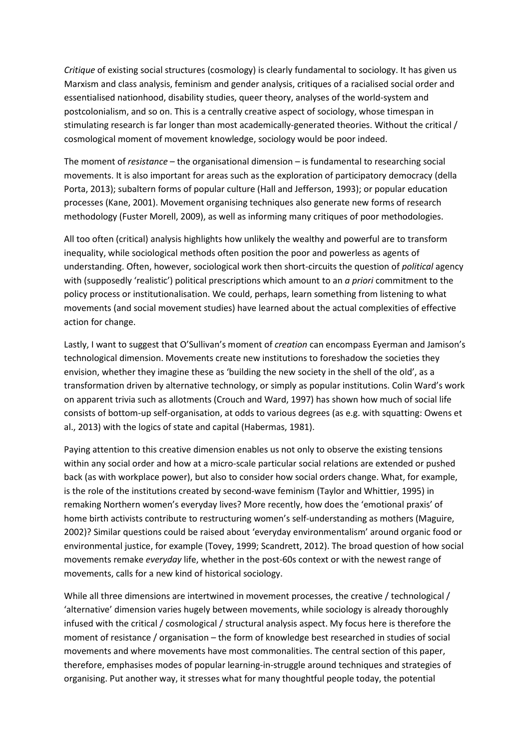*Critique* of existing social structures (cosmology) is clearly fundamental to sociology. It has given us Marxism and class analysis, feminism and gender analysis, critiques of a racialised social order and essentialised nationhood, disability studies, queer theory, analyses of the world-system and postcolonialism, and so on. This is a centrally creative aspect of sociology, whose timespan in stimulating research is far longer than most academically-generated theories. Without the critical / cosmological moment of movement knowledge, sociology would be poor indeed.

The moment of *resistance* – the organisational dimension – is fundamental to researching social movements. It is also important for areas such as the exploration of participatory democracy (della Porta, 2013); subaltern forms of popular culture (Hall and Jefferson, 1993); or popular education processes (Kane, 2001). Movement organising techniques also generate new forms of research methodology (Fuster Morell, 2009), as well as informing many critiques of poor methodologies.

All too often (critical) analysis highlights how unlikely the wealthy and powerful are to transform inequality, while sociological methods often position the poor and powerless as agents of understanding. Often, however, sociological work then short-circuits the question of *political* agency with (supposedly 'realistic') political prescriptions which amount to an *a priori* commitment to the policy process or institutionalisation. We could, perhaps, learn something from listening to what movements (and social movement studies) have learned about the actual complexities of effective action for change.

Lastly, I want to suggest that O'Sullivan's moment of *creation* can encompass Eyerman and Jamison's technological dimension. Movements create new institutions to foreshadow the societies they envision, whether they imagine these as 'building the new society in the shell of the old', as a transformation driven by alternative technology, or simply as popular institutions. Colin Ward's work on apparent trivia such as allotments (Crouch and Ward, 1997) has shown how much of social life consists of bottom-up self-organisation, at odds to various degrees (as e.g. with squatting: Owens et al., 2013) with the logics of state and capital (Habermas, 1981).

Paying attention to this creative dimension enables us not only to observe the existing tensions within any social order and how at a micro-scale particular social relations are extended or pushed back (as with workplace power), but also to consider how social orders change. What, for example, is the role of the institutions created by second-wave feminism (Taylor and Whittier, 1995) in remaking Northern women's everyday lives? More recently, how does the 'emotional praxis' of home birth activists contribute to restructuring women's self-understanding as mothers (Maguire, 2002)? Similar questions could be raised about 'everyday environmentalism' around organic food or environmental justice, for example (Tovey, 1999; Scandrett, 2012). The broad question of how social movements remake *everyday* life, whether in the post-60s context or with the newest range of movements, calls for a new kind of historical sociology.

While all three dimensions are intertwined in movement processes, the creative / technological / 'alternative' dimension varies hugely between movements, while sociology is already thoroughly infused with the critical / cosmological / structural analysis aspect. My focus here is therefore the moment of resistance / organisation – the form of knowledge best researched in studies of social movements and where movements have most commonalities. The central section of this paper, therefore, emphasises modes of popular learning-in-struggle around techniques and strategies of organising. Put another way, it stresses what for many thoughtful people today, the potential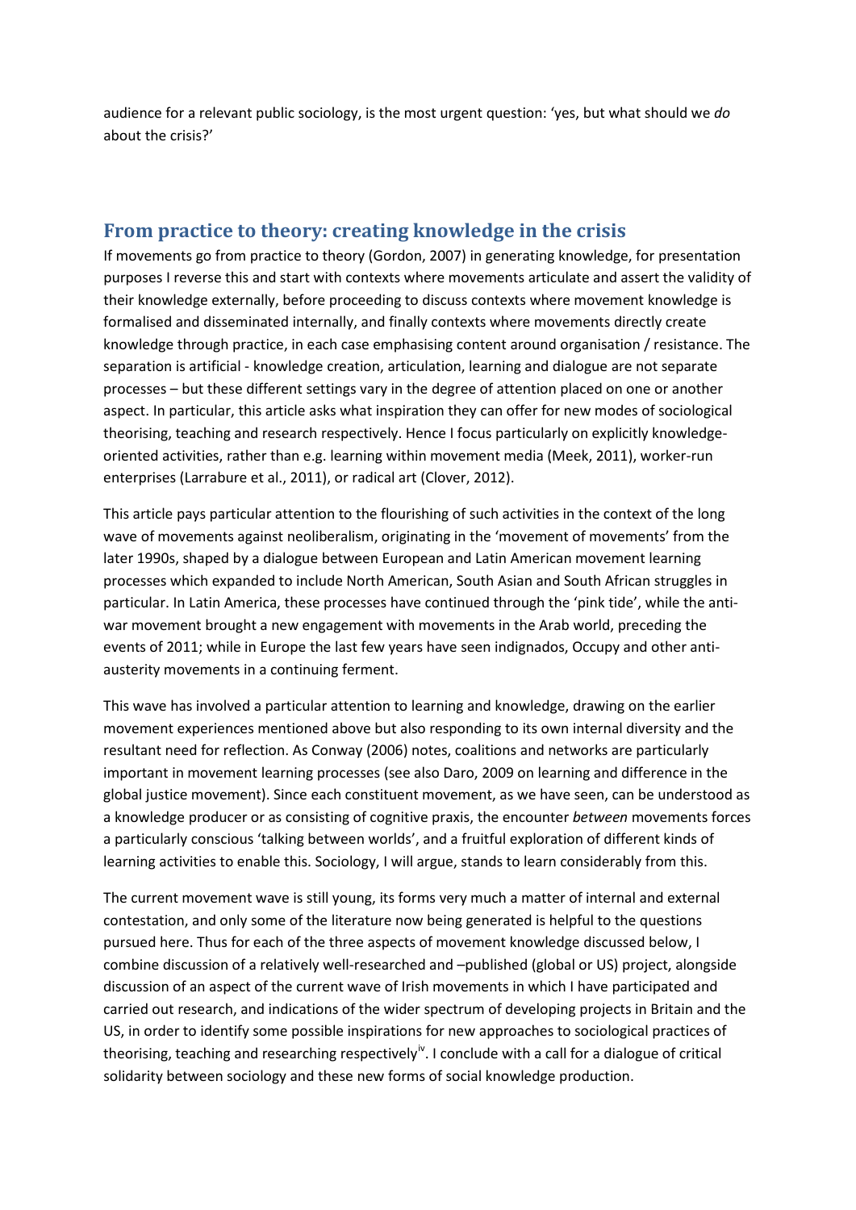audience for a relevant public sociology, is the most urgent question: 'yes, but what should we *do* about the crisis?'

## From practice to theory: creating knowledge in the crisis

If movements go from practice to theory (Gordon, 2007) in generating knowledge, for presentation purposes I reverse this and start with contexts where movements articulate and assert the validity of their knowledge externally, before proceeding to discuss contexts where movement knowledge is formalised and disseminated internally, and finally contexts where movements directly create knowledge through practice, in each case emphasising content around organisation / resistance. The separation is artificial - knowledge creation, articulation, learning and dialogue are not separate processes – but these different settings vary in the degree of attention placed on one or another aspect. In particular, this article asks what inspiration they can offer for new modes of sociological theorising, teaching and research respectively. Hence I focus particularly on explicitly knowledge-oriented activities, rather than e.g. learning within movement media (Meek, 2011), worker-run enterprises (Larrabure et al., 2011), or radical art (Clover, 2012).

This article pays particular attention to the flourishing of such activities in the context of the long wave of movements against neoliberalism, originating in the 'movement of movements' from the later 1990s, shaped by a dialogue between European and Latin American movement learning processes which expanded to include North American, South Asian and South African struggles in particular. In Latin America, these processes have continued through the 'pink tide', while the anti-war movement brought a new engagement with movements in the Arab world, preceding the events of 2011; while in Europe the last few years have seen indignados, Occupy and other anti-austerity movements in a continuing ferment.

This wave has involved a particular attention to learning and knowledge, drawing on the earlier movement experiences mentioned above but also responding to its own internal diversity and the resultant need for reflection. As Conway (2006) notes, coalitions and networks are particularly important in movement learning processes (see also Daro, 2009 on learning and difference in the global justice movement). Since each constituent movement, as we have seen, can be understood as a knowledge producer or as consisting of cognitive praxis, the encounter *between* movements forces a particularly conscious 'talking between worlds', and a fruitful exploration of different kinds of learning activities to enable this. Sociology, I will argue, stands to learn considerably from this.

The current movement wave is still young, its forms very much a matter of internal and external contestation, and only some of the literature now being generated is helpful to the questions pursued here. Thus for each of the three aspects of movement knowledge discussed below, I combine discussion of a relatively well-researched and –published (global or US) project, alongside discussion of an aspect of the current wave of Irish movements in which I have participated and carried out research, and indications of the wider spectrum of developing projects in Britain and the US, in order to identify some possible inspirations for new approaches to sociological practices of theorising, teaching and researching respectively[iv]. I conclude with a call for a dialogue of critical solidarity between sociology and these new forms of social knowledge production.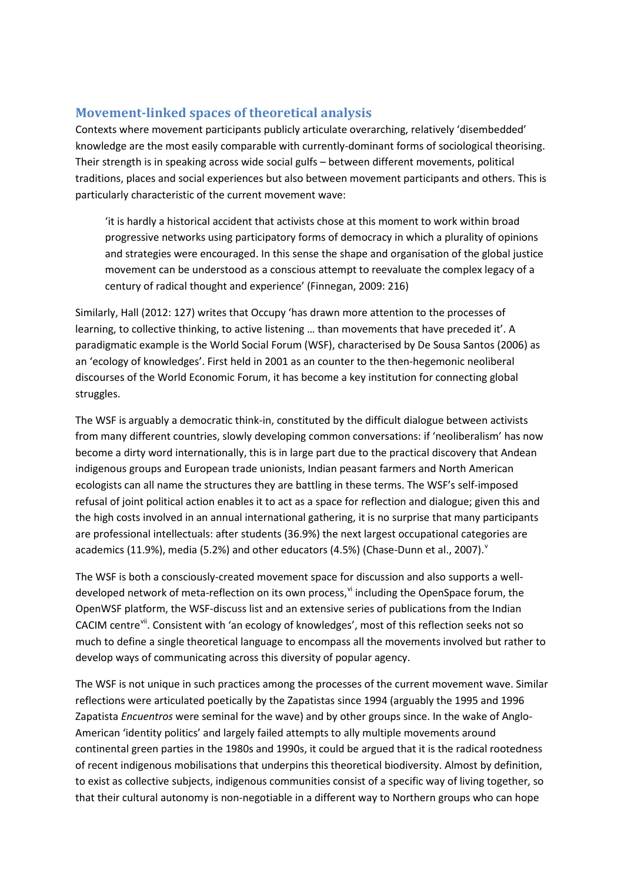## Movement-linked spaces of theoretical analysis

Contexts where movement participants publicly articulate overarching, relatively 'disembedded' knowledge are the most easily comparable with currently-dominant forms of sociological theorising. Their strength is in speaking across wide social gulfs – between different movements, political traditions, places and social experiences but also between movement participants and others. This is particularly characteristic of the current movement wave:

> 'it is hardly a historical accident that activists chose at this moment to work within broad progressive networks using participatory forms of democracy in which a plurality of opinions and strategies were encouraged. In this sense the shape and organisation of the global justice movement can be understood as a conscious attempt to reevaluate the complex legacy of a century of radical thought and experience' (Finnegan, 2009: 216)

Similarly, Hall (2012: 127) writes that Occupy 'has drawn more attention to the processes of learning, to collective thinking, to active listening … than movements that have preceded it'. A paradigmatic example is the World Social Forum (WSF), characterised by De Sousa Santos (2006) as an 'ecology of knowledges'. First held in 2001 as an counter to the then-hegemonic neoliberal discourses of the World Economic Forum, it has become a key institution for connecting global struggles.

The WSF is arguably a democratic think-in, constituted by the difficult dialogue between activists from many different countries, slowly developing common conversations: if 'neoliberalism' has now become a dirty word internationally, this is in large part due to the practical discovery that Andean indigenous groups and European trade unionists, Indian peasant farmers and North American ecologists can all name the structures they are battling in these terms. The WSF's self-imposed refusal of joint political action enables it to act as a space for reflection and dialogue; given this and the high costs involved in an annual international gathering, it is no surprise that many participants are professional intellectuals: after students (36.9%) the next largest occupational categories are academics (11.9%), media (5.2%) and other educators (4.5%) (Chase-Dunn et al., 2007).[v]

The WSF is both a consciously-created movement space for discussion and also supports a well-developed network of meta-reflection on its own process,[vi] including the OpenSpace forum, the OpenWSF platform, the WSF-discuss list and an extensive series of publications from the Indian CACIM centre[vii]. Consistent with 'an ecology of knowledges', most of this reflection seeks not so much to define a single theoretical language to encompass all the movements involved but rather to develop ways of communicating across this diversity of popular agency.

The WSF is not unique in such practices among the processes of the current movement wave. Similar reflections were articulated poetically by the Zapatistas since 1994 (arguably the 1995 and 1996 Zapatista *Encuentros* were seminal for the wave) and by other groups since. In the wake of Anglo-American 'identity politics' and largely failed attempts to ally multiple movements around continental green parties in the 1980s and 1990s, it could be argued that it is the radical rootedness of recent indigenous mobilisations that underpins this theoretical biodiversity. Almost by definition, to exist as collective subjects, indigenous communities consist of a specific way of living together, so that their cultural autonomy is non-negotiable in a different way to Northern groups who can hope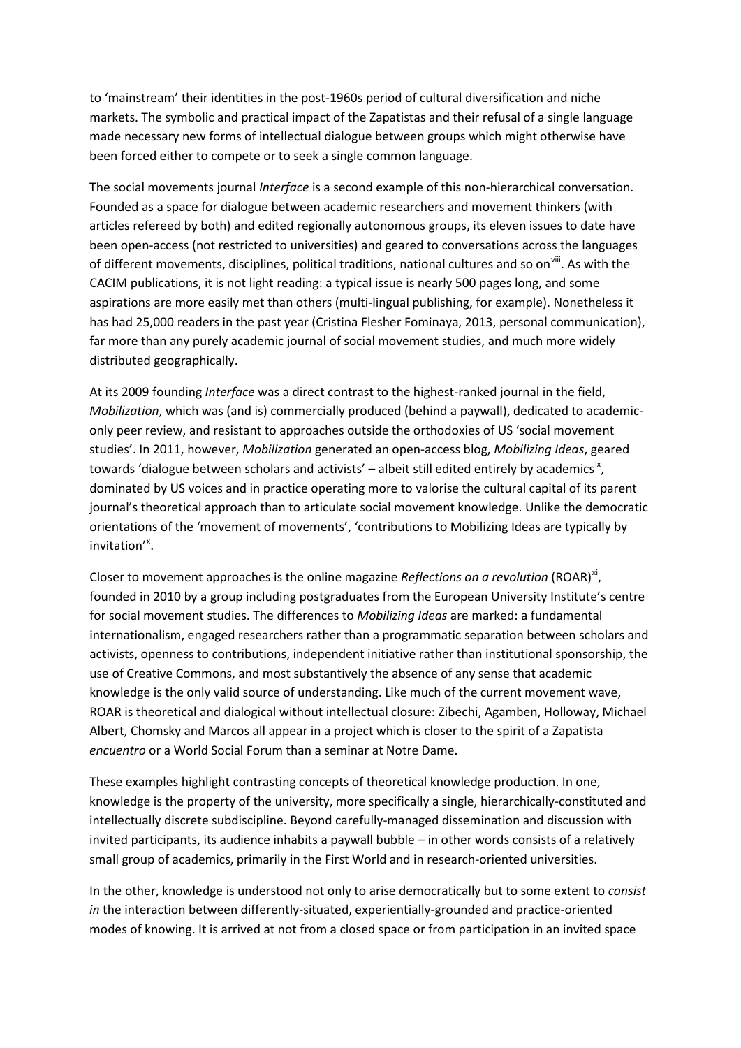to 'mainstream' their identities in the post-1960s period of cultural diversification and niche markets. The symbolic and practical impact of the Zapatistas and their refusal of a single language made necessary new forms of intellectual dialogue between groups which might otherwise have been forced either to compete or to seek a single common language.

The social movements journal *Interface* is a second example of this non-hierarchical conversation. Founded as a space for dialogue between academic researchers and movement thinkers (with articles refereed by both) and edited regionally autonomous groups, its eleven issues to date have been open-access (not restricted to universities) and geared to conversations across the languages of different movements, disciplines, political traditions, national cultures and so on[viii]. As with the CACIM publications, it is not light reading: a typical issue is nearly 500 pages long, and some aspirations are more easily met than others (multi-lingual publishing, for example). Nonetheless it has had 25,000 readers in the past year (Cristina Flesher Fominaya, 2013, personal communication), far more than any purely academic journal of social movement studies, and much more widely distributed geographically.

At its 2009 founding *Interface* was a direct contrast to the highest-ranked journal in the field, *Mobilization*, which was (and is) commercially produced (behind a paywall), dedicated to academic-only peer review, and resistant to approaches outside the orthodoxies of US 'social movement studies'. In 2011, however, *Mobilization* generated an open-access blog, *Mobilizing Ideas*, geared towards 'dialogue between scholars and activists' – albeit still edited entirely by academics[ix], dominated by US voices and in practice operating more to valorise the cultural capital of its parent journal's theoretical approach than to articulate social movement knowledge. Unlike the democratic orientations of the 'movement of movements', 'contributions to Mobilizing Ideas are typically by invitation'[x].

Closer to movement approaches is the online magazine *Reflections on a revolution* (ROAR)[xi], founded in 2010 by a group including postgraduates from the European University Institute's centre for social movement studies. The differences to *Mobilizing Ideas* are marked: a fundamental internationalism, engaged researchers rather than a programmatic separation between scholars and activists, openness to contributions, independent initiative rather than institutional sponsorship, the use of Creative Commons, and most substantively the absence of any sense that academic knowledge is the only valid source of understanding. Like much of the current movement wave, ROAR is theoretical and dialogical without intellectual closure: Zibechi, Agamben, Holloway, Michael Albert, Chomsky and Marcos all appear in a project which is closer to the spirit of a Zapatista *encuentro* or a World Social Forum than a seminar at Notre Dame.

These examples highlight contrasting concepts of theoretical knowledge production. In one, knowledge is the property of the university, more specifically a single, hierarchically-constituted and intellectually discrete subdiscipline. Beyond carefully-managed dissemination and discussion with invited participants, its audience inhabits a paywall bubble – in other words consists of a relatively small group of academics, primarily in the First World and in research-oriented universities.

In the other, knowledge is understood not only to arise democratically but to some extent to *consist in* the interaction between differently-situated, experientially-grounded and practice-oriented modes of knowing. It is arrived at not from a closed space or from participation in an invited space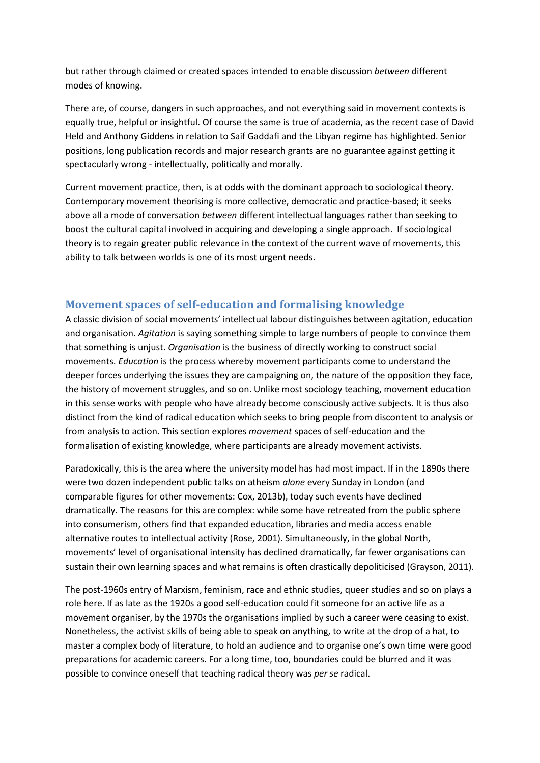but rather through claimed or created spaces intended to enable discussion *between* different modes of knowing.

There are, of course, dangers in such approaches, and not everything said in movement contexts is equally true, helpful or insightful. Of course the same is true of academia, as the recent case of David Held and Anthony Giddens in relation to Saif Gaddafi and the Libyan regime has highlighted. Senior positions, long publication records and major research grants are no guarantee against getting it spectacularly wrong - intellectually, politically and morally.

Current movement practice, then, is at odds with the dominant approach to sociological theory. Contemporary movement theorising is more collective, democratic and practice-based; it seeks above all a mode of conversation *between* different intellectual languages rather than seeking to boost the cultural capital involved in acquiring and developing a single approach. If sociological theory is to regain greater public relevance in the context of the current wave of movements, this ability to talk between worlds is one of its most urgent needs.

## Movement spaces of self-education and formalising knowledge

A classic division of social movements' intellectual labour distinguishes between agitation, education and organisation. *Agitation* is saying something simple to large numbers of people to convince them that something is unjust. *Organisation* is the business of directly working to construct social movements. *Education* is the process whereby movement participants come to understand the deeper forces underlying the issues they are campaigning on, the nature of the opposition they face, the history of movement struggles, and so on. Unlike most sociology teaching, movement education in this sense works with people who have already become consciously active subjects. It is thus also distinct from the kind of radical education which seeks to bring people from discontent to analysis or from analysis to action. This section explores *movement* spaces of self-education and the formalisation of existing knowledge, where participants are already movement activists.

Paradoxically, this is the area where the university model has had most impact. If in the 1890s there were two dozen independent public talks on atheism *alone* every Sunday in London (and comparable figures for other movements: Cox, 2013b), today such events have declined dramatically. The reasons for this are complex: while some have retreated from the public sphere into consumerism, others find that expanded education, libraries and media access enable alternative routes to intellectual activity (Rose, 2001). Simultaneously, in the global North, movements' level of organisational intensity has declined dramatically, far fewer organisations can sustain their own learning spaces and what remains is often drastically depoliticised (Grayson, 2011).

The post-1960s entry of Marxism, feminism, race and ethnic studies, queer studies and so on plays a role here. If as late as the 1920s a good self-education could fit someone for an active life as a movement organiser, by the 1970s the organisations implied by such a career were ceasing to exist. Nonetheless, the activist skills of being able to speak on anything, to write at the drop of a hat, to master a complex body of literature, to hold an audience and to organise one's own time were good preparations for academic careers. For a long time, too, boundaries could be blurred and it was possible to convince oneself that teaching radical theory was *per se* radical.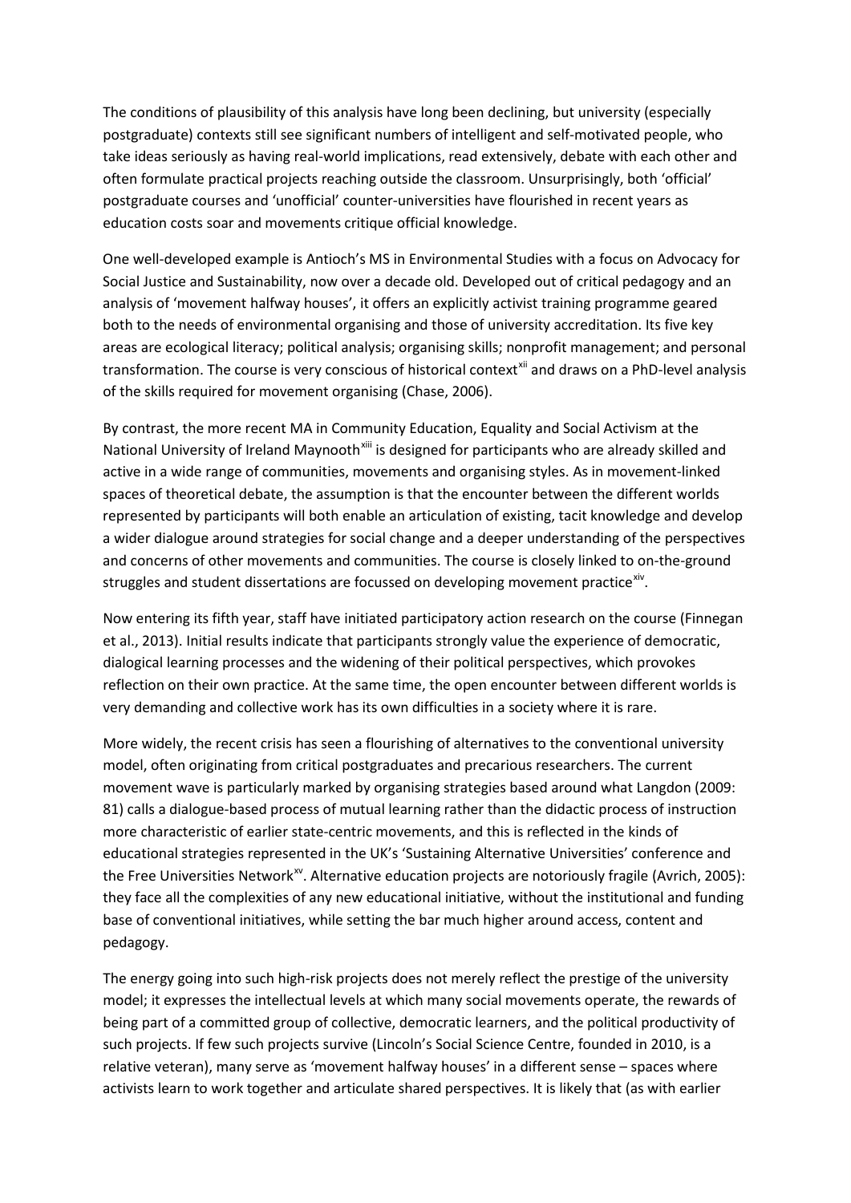The conditions of plausibility of this analysis have long been declining, but university (especially postgraduate) contexts still see significant numbers of intelligent and self-motivated people, who take ideas seriously as having real-world implications, read extensively, debate with each other and often formulate practical projects reaching outside the classroom. Unsurprisingly, both 'official' postgraduate courses and 'unofficial' counter-universities have flourished in recent years as education costs soar and movements critique official knowledge.

One well-developed example is Antioch's MS in Environmental Studies with a focus on Advocacy for Social Justice and Sustainability, now over a decade old. Developed out of critical pedagogy and an analysis of 'movement halfway houses', it offers an explicitly activist training programme geared both to the needs of environmental organising and those of university accreditation. Its five key areas are ecological literacy; political analysis; organising skills; nonprofit management; and personal transformation. The course is very conscious of historical context[xii] and draws on a PhD-level analysis of the skills required for movement organising (Chase, 2006).

By contrast, the more recent MA in Community Education, Equality and Social Activism at the National University of Ireland Maynooth[xiii] is designed for participants who are already skilled and active in a wide range of communities, movements and organising styles. As in movement-linked spaces of theoretical debate, the assumption is that the encounter between the different worlds represented by participants will both enable an articulation of existing, tacit knowledge and develop a wider dialogue around strategies for social change and a deeper understanding of the perspectives and concerns of other movements and communities. The course is closely linked to on-the-ground struggles and student dissertations are focussed on developing movement practice[xiv].

Now entering its fifth year, staff have initiated participatory action research on the course (Finnegan et al., 2013). Initial results indicate that participants strongly value the experience of democratic, dialogical learning processes and the widening of their political perspectives, which provokes reflection on their own practice. At the same time, the open encounter between different worlds is very demanding and collective work has its own difficulties in a society where it is rare.

More widely, the recent crisis has seen a flourishing of alternatives to the conventional university model, often originating from critical postgraduates and precarious researchers. The current movement wave is particularly marked by organising strategies based around what Langdon (2009: 81) calls a dialogue-based process of mutual learning rather than the didactic process of instruction more characteristic of earlier state-centric movements, and this is reflected in the kinds of educational strategies represented in the UK's 'Sustaining Alternative Universities' conference and the Free Universities Network[xv]. Alternative education projects are notoriously fragile (Avrich, 2005): they face all the complexities of any new educational initiative, without the institutional and funding base of conventional initiatives, while setting the bar much higher around access, content and pedagogy.

The energy going into such high-risk projects does not merely reflect the prestige of the university model; it expresses the intellectual levels at which many social movements operate, the rewards of being part of a committed group of collective, democratic learners, and the political productivity of such projects. If few such projects survive (Lincoln's Social Science Centre, founded in 2010, is a relative veteran), many serve as 'movement halfway houses' in a different sense – spaces where activists learn to work together and articulate shared perspectives. It is likely that (as with earlier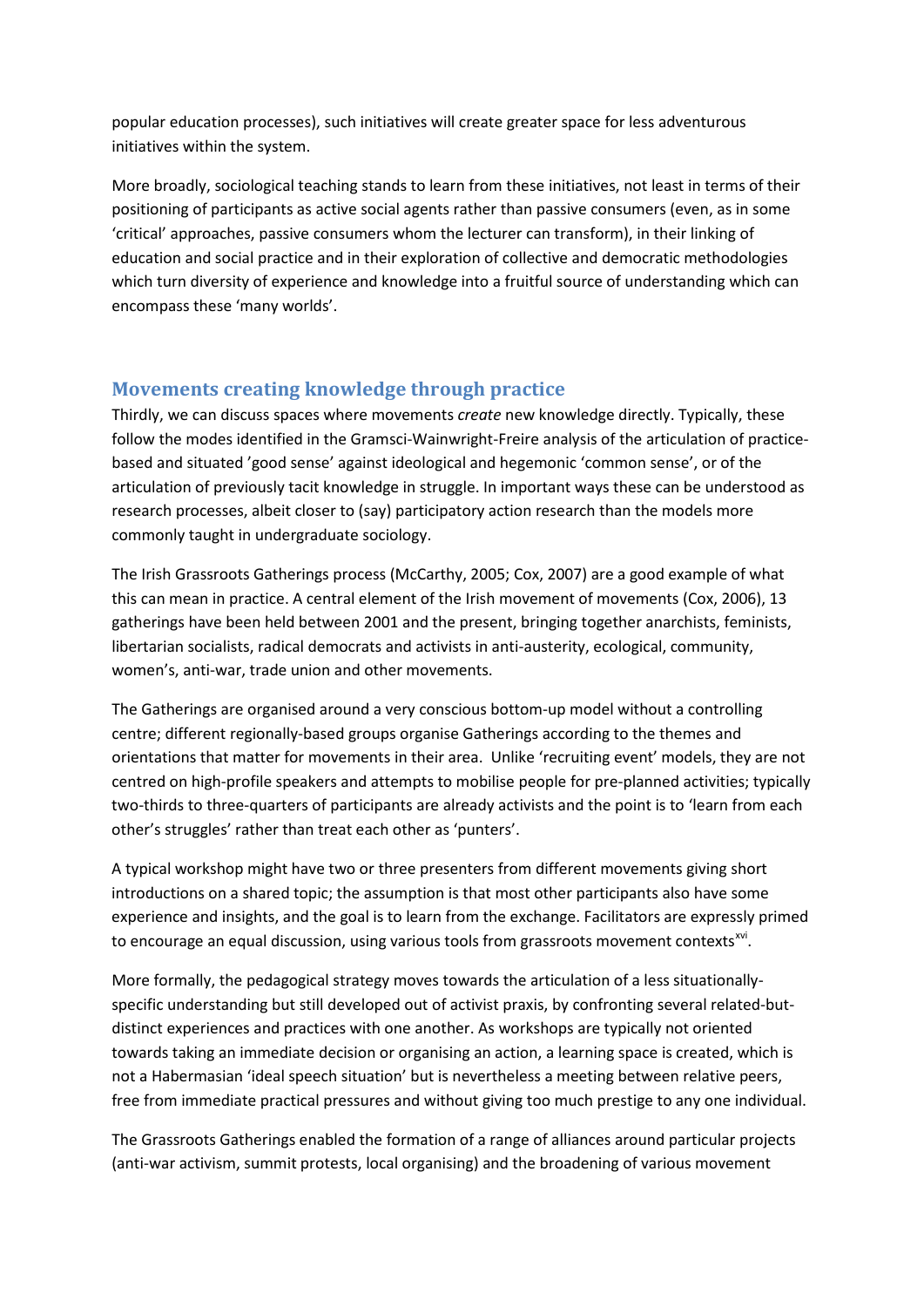popular education processes), such initiatives will create greater space for less adventurous initiatives within the system.

More broadly, sociological teaching stands to learn from these initiatives, not least in terms of their positioning of participants as active social agents rather than passive consumers (even, as in some 'critical' approaches, passive consumers whom the lecturer can transform), in their linking of education and social practice and in their exploration of collective and democratic methodologies which turn diversity of experience and knowledge into a fruitful source of understanding which can encompass these 'many worlds'.

## Movements creating knowledge through practice

Thirdly, we can discuss spaces where movements *create* new knowledge directly. Typically, these follow the modes identified in the Gramsci-Wainwright-Freire analysis of the articulation of practice-based and situated 'good sense' against ideological and hegemonic 'common sense', or of the articulation of previously tacit knowledge in struggle. In important ways these can be understood as research processes, albeit closer to (say) participatory action research than the models more commonly taught in undergraduate sociology.

The Irish Grassroots Gatherings process (McCarthy, 2005; Cox, 2007) are a good example of what this can mean in practice. A central element of the Irish movement of movements (Cox, 2006), 13 gatherings have been held between 2001 and the present, bringing together anarchists, feminists, libertarian socialists, radical democrats and activists in anti-austerity, ecological, community, women's, anti-war, trade union and other movements.

The Gatherings are organised around a very conscious bottom-up model without a controlling centre; different regionally-based groups organise Gatherings according to the themes and orientations that matter for movements in their area. Unlike 'recruiting event' models, they are not centred on high-profile speakers and attempts to mobilise people for pre-planned activities; typically two-thirds to three-quarters of participants are already activists and the point is to 'learn from each other's struggles' rather than treat each other as 'punters'.

A typical workshop might have two or three presenters from different movements giving short introductions on a shared topic; the assumption is that most other participants also have some experience and insights, and the goal is to learn from the exchange. Facilitators are expressly primed to encourage an equal discussion, using various tools from grassroots movement contexts[xvi].

More formally, the pedagogical strategy moves towards the articulation of a less situationally-specific understanding but still developed out of activist praxis, by confronting several related-but-distinct experiences and practices with one another. As workshops are typically not oriented towards taking an immediate decision or organising an action, a learning space is created, which is not a Habermasian 'ideal speech situation' but is nevertheless a meeting between relative peers, free from immediate practical pressures and without giving too much prestige to any one individual.

The Grassroots Gatherings enabled the formation of a range of alliances around particular projects (anti-war activism, summit protests, local organising) and the broadening of various movement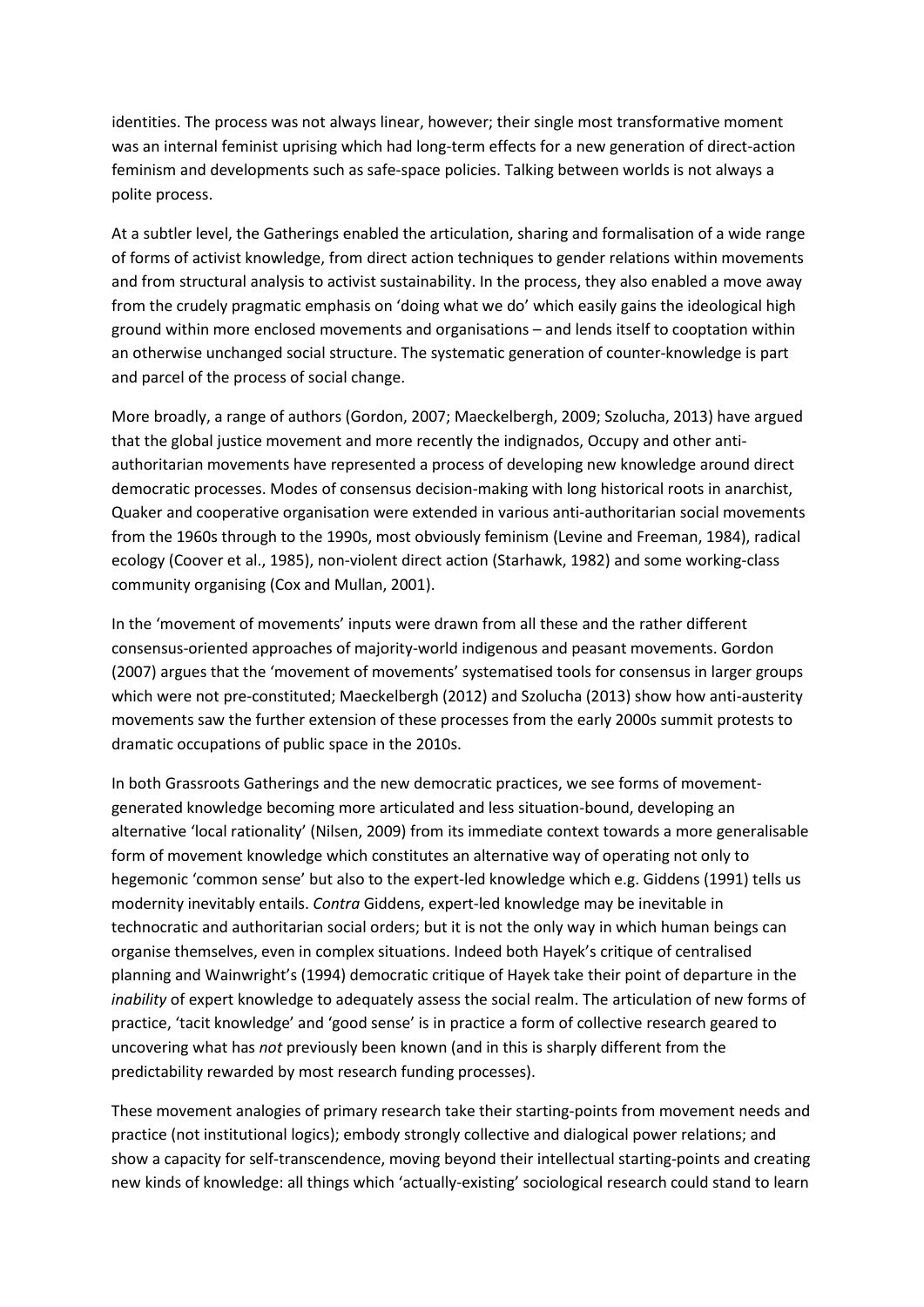identities. The process was not always linear, however; their single most transformative moment was an internal feminist uprising which had long-term effects for a new generation of direct-action feminism and developments such as safe-space policies. Talking between worlds is not always a polite process.

At a subtler level, the Gatherings enabled the articulation, sharing and formalisation of a wide range of forms of activist knowledge, from direct action techniques to gender relations within movements and from structural analysis to activist sustainability. In the process, they also enabled a move away from the crudely pragmatic emphasis on 'doing what we do' which easily gains the ideological high ground within more enclosed movements and organisations – and lends itself to cooptation within an otherwise unchanged social structure. The systematic generation of counter-knowledge is part and parcel of the process of social change.

More broadly, a range of authors (Gordon, 2007; Maeckelbergh, 2009; Szolucha, 2013) have argued that the global justice movement and more recently the indignados, Occupy and other anti-authoritarian movements have represented a process of developing new knowledge around direct democratic processes. Modes of consensus decision-making with long historical roots in anarchist, Quaker and cooperative organisation were extended in various anti-authoritarian social movements from the 1960s through to the 1990s, most obviously feminism (Levine and Freeman, 1984), radical ecology (Coover et al., 1985), non-violent direct action (Starhawk, 1982) and some working-class community organising (Cox and Mullan, 2001).

In the 'movement of movements' inputs were drawn from all these and the rather different consensus-oriented approaches of majority-world indigenous and peasant movements. Gordon (2007) argues that the 'movement of movements' systematised tools for consensus in larger groups which were not pre-constituted; Maeckelbergh (2012) and Szolucha (2013) show how anti-austerity movements saw the further extension of these processes from the early 2000s summit protests to dramatic occupations of public space in the 2010s.

In both Grassroots Gatherings and the new democratic practices, we see forms of movement-generated knowledge becoming more articulated and less situation-bound, developing an alternative 'local rationality' (Nilsen, 2009) from its immediate context towards a more generalisable form of movement knowledge which constitutes an alternative way of operating not only to hegemonic 'common sense' but also to the expert-led knowledge which e.g. Giddens (1991) tells us modernity inevitably entails. *Contra* Giddens, expert-led knowledge may be inevitable in technocratic and authoritarian social orders; but it is not the only way in which human beings can organise themselves, even in complex situations. Indeed both Hayek's critique of centralised planning and Wainwright's (1994) democratic critique of Hayek take their point of departure in the *inability* of expert knowledge to adequately assess the social realm. The articulation of new forms of practice, 'tacit knowledge' and 'good sense' is in practice a form of collective research geared to uncovering what has *not* previously been known (and in this is sharply different from the predictability rewarded by most research funding processes).

These movement analogies of primary research take their starting-points from movement needs and practice (not institutional logics); embody strongly collective and dialogical power relations; and show a capacity for self-transcendence, moving beyond their intellectual starting-points and creating new kinds of knowledge: all things which 'actually-existing' sociological research could stand to learn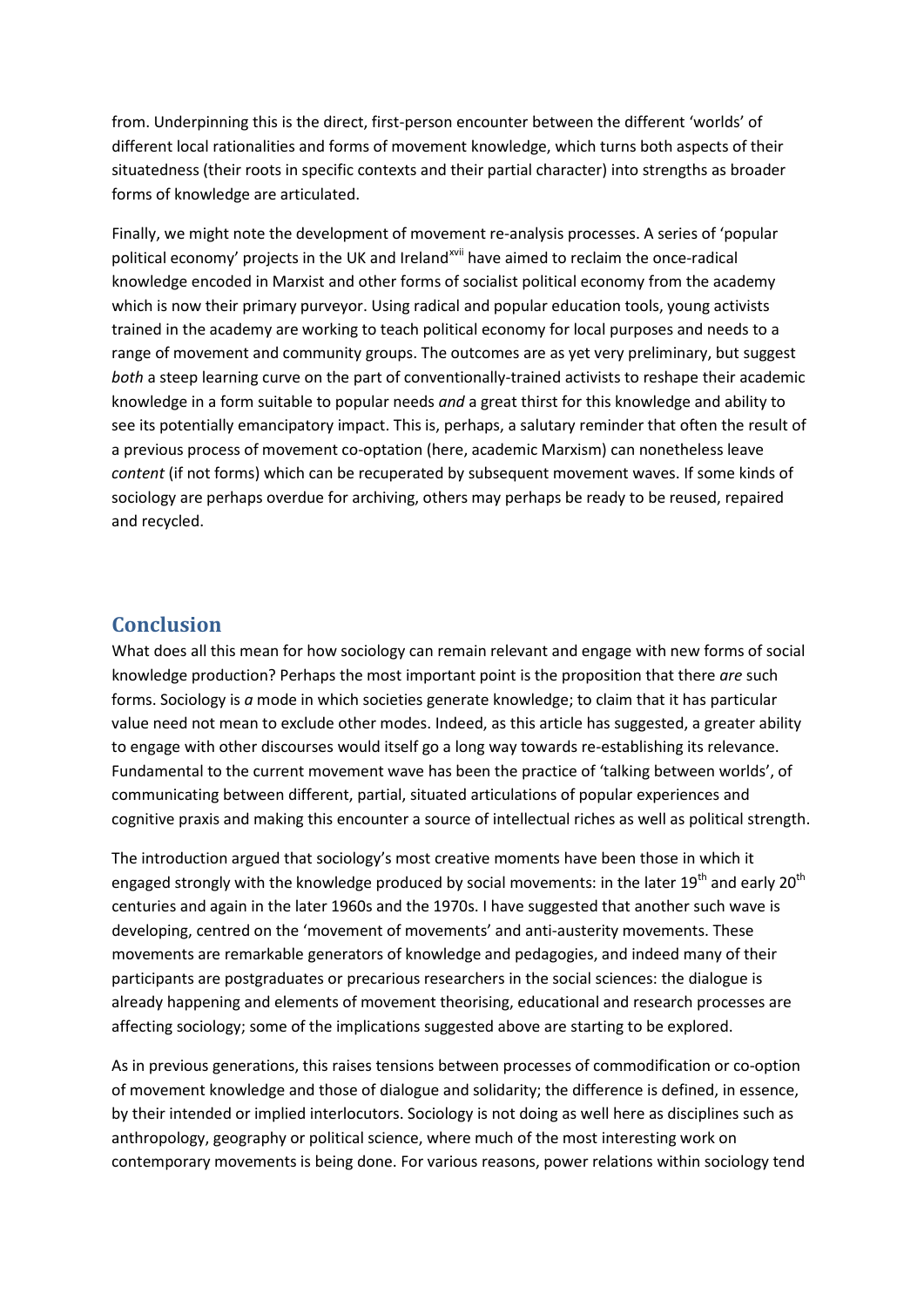from. Underpinning this is the direct, first-person encounter between the different 'worlds' of different local rationalities and forms of movement knowledge, which turns both aspects of their situatedness (their roots in specific contexts and their partial character) into strengths as broader forms of knowledge are articulated.

Finally, we might note the development of movement re-analysis processes. A series of 'popular political economy' projects in the UK and Ireland[xvii] have aimed to reclaim the once-radical knowledge encoded in Marxist and other forms of socialist political economy from the academy which is now their primary purveyor. Using radical and popular education tools, young activists trained in the academy are working to teach political economy for local purposes and needs to a range of movement and community groups. The outcomes are as yet very preliminary, but suggest *both* a steep learning curve on the part of conventionally-trained activists to reshape their academic knowledge in a form suitable to popular needs *and* a great thirst for this knowledge and ability to see its potentially emancipatory impact. This is, perhaps, a salutary reminder that often the result of a previous process of movement co-optation (here, academic Marxism) can nonetheless leave *content* (if not forms) which can be recuperated by subsequent movement waves. If some kinds of sociology are perhaps overdue for archiving, others may perhaps be ready to be reused, repaired and recycled.

## Conclusion

What does all this mean for how sociology can remain relevant and engage with new forms of social knowledge production? Perhaps the most important point is the proposition that there *are* such forms. Sociology is *a* mode in which societies generate knowledge; to claim that it has particular value need not mean to exclude other modes. Indeed, as this article has suggested, a greater ability to engage with other discourses would itself go a long way towards re-establishing its relevance. Fundamental to the current movement wave has been the practice of 'talking between worlds', of communicating between different, partial, situated articulations of popular experiences and cognitive praxis and making this encounter a source of intellectual riches as well as political strength.

The introduction argued that sociology's most creative moments have been those in which it engaged strongly with the knowledge produced by social movements: in the later 19th and early 20th centuries and again in the later 1960s and the 1970s. I have suggested that another such wave is developing, centred on the 'movement of movements' and anti-austerity movements. These movements are remarkable generators of knowledge and pedagogies, and indeed many of their participants are postgraduates or precarious researchers in the social sciences: the dialogue is already happening and elements of movement theorising, educational and research processes are affecting sociology; some of the implications suggested above are starting to be explored.

As in previous generations, this raises tensions between processes of commodification or co-option of movement knowledge and those of dialogue and solidarity; the difference is defined, in essence, by their intended or implied interlocutors. Sociology is not doing as well here as disciplines such as anthropology, geography or political science, where much of the most interesting work on contemporary movements is being done. For various reasons, power relations within sociology tend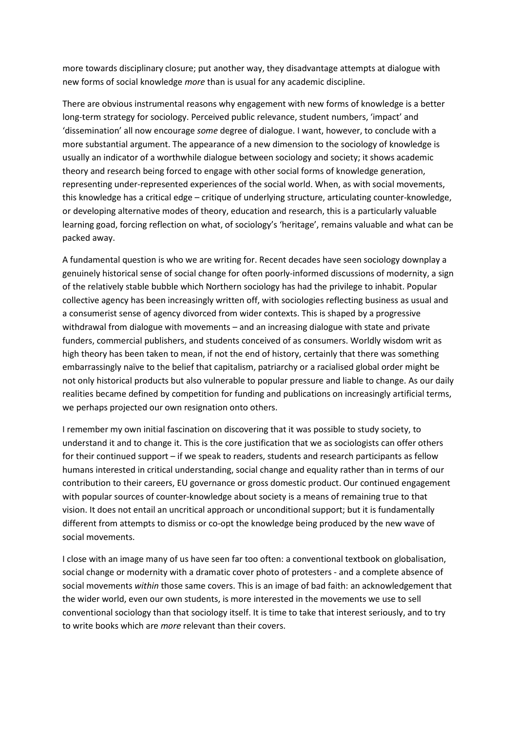more towards disciplinary closure; put another way, they disadvantage attempts at dialogue with new forms of social knowledge *more* than is usual for any academic discipline.

There are obvious instrumental reasons why engagement with new forms of knowledge is a better long-term strategy for sociology. Perceived public relevance, student numbers, 'impact' and 'dissemination' all now encourage *some* degree of dialogue. I want, however, to conclude with a more substantial argument. The appearance of a new dimension to the sociology of knowledge is usually an indicator of a worthwhile dialogue between sociology and society; it shows academic theory and research being forced to engage with other social forms of knowledge generation, representing under-represented experiences of the social world. When, as with social movements, this knowledge has a critical edge – critique of underlying structure, articulating counter-knowledge, or developing alternative modes of theory, education and research, this is a particularly valuable learning goad, forcing reflection on what, of sociology's 'heritage', remains valuable and what can be packed away.

A fundamental question is who we are writing for. Recent decades have seen sociology downplay a genuinely historical sense of social change for often poorly-informed discussions of modernity, a sign of the relatively stable bubble which Northern sociology has had the privilege to inhabit. Popular collective agency has been increasingly written off, with sociologies reflecting business as usual and a consumerist sense of agency divorced from wider contexts. This is shaped by a progressive withdrawal from dialogue with movements – and an increasing dialogue with state and private funders, commercial publishers, and students conceived of as consumers. Worldly wisdom writ as high theory has been taken to mean, if not the end of history, certainly that there was something embarrassingly naïve to the belief that capitalism, patriarchy or a racialised global order might be not only historical products but also vulnerable to popular pressure and liable to change. As our daily realities became defined by competition for funding and publications on increasingly artificial terms, we perhaps projected our own resignation onto others.

I remember my own initial fascination on discovering that it was possible to study society, to understand it and to change it. This is the core justification that we as sociologists can offer others for their continued support – if we speak to readers, students and research participants as fellow humans interested in critical understanding, social change and equality rather than in terms of our contribution to their careers, EU governance or gross domestic product. Our continued engagement with popular sources of counter-knowledge about society is a means of remaining true to that vision. It does not entail an uncritical approach or unconditional support; but it is fundamentally different from attempts to dismiss or co-opt the knowledge being produced by the new wave of social movements.

I close with an image many of us have seen far too often: a conventional textbook on globalisation, social change or modernity with a dramatic cover photo of protesters - and a complete absence of social movements *within* those same covers. This is an image of bad faith: an acknowledgement that the wider world, even our own students, is more interested in the movements we use to sell conventional sociology than that sociology itself. It is time to take that interest seriously, and to try to write books which are *more* relevant than their covers.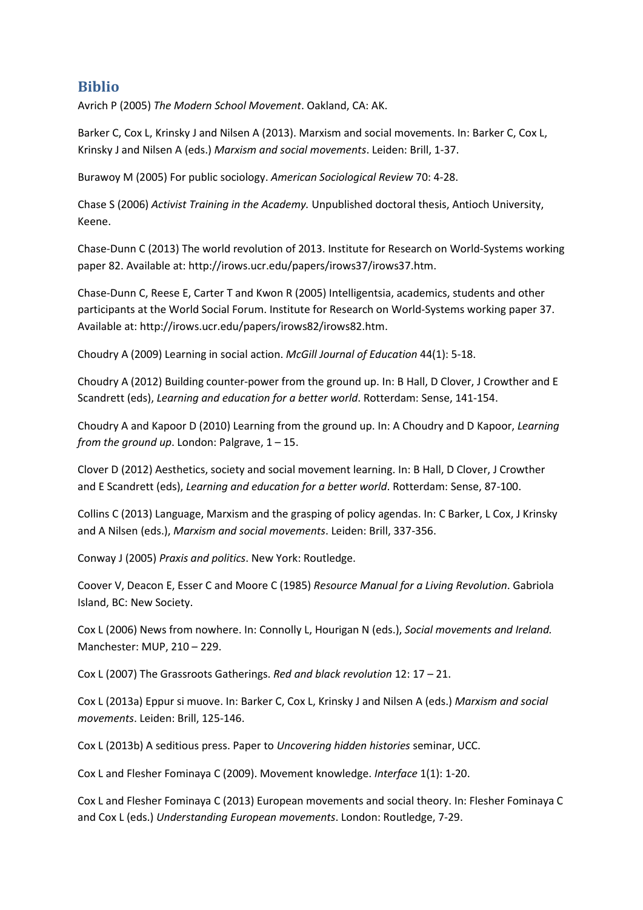## Biblio

Avrich P (2005) *The Modern School Movement*. Oakland, CA: AK.

Barker C, Cox L, Krinsky J and Nilsen A (2013). Marxism and social movements. In: Barker C, Cox L, Krinsky J and Nilsen A (eds.) *Marxism and social movements*. Leiden: Brill, 1-37.

Burawoy M (2005) For public sociology. *American Sociological Review* 70: 4-28.

Chase S (2006) *Activist Training in the Academy.* Unpublished doctoral thesis, Antioch University, Keene.

Chase-Dunn C (2013) The world revolution of 2013. Institute for Research on World-Systems working paper 82. Available at: http://irows.ucr.edu/papers/irows37/irows37.htm.

Chase-Dunn C, Reese E, Carter T and Kwon R (2005) Intelligentsia, academics, students and other participants at the World Social Forum. Institute for Research on World-Systems working paper 37. Available at: http://irows.ucr.edu/papers/irows82/irows82.htm.

Choudry A (2009) Learning in social action. *McGill Journal of Education* 44(1): 5-18.

Choudry A (2012) Building counter-power from the ground up. In: B Hall, D Clover, J Crowther and E Scandrett (eds), *Learning and education for a better world*. Rotterdam: Sense, 141-154.

Choudry A and Kapoor D (2010) Learning from the ground up. In: A Choudry and D Kapoor, *Learning from the ground up*. London: Palgrave, 1 – 15.

Clover D (2012) Aesthetics, society and social movement learning. In: B Hall, D Clover, J Crowther and E Scandrett (eds), *Learning and education for a better world*. Rotterdam: Sense, 87-100.

Collins C (2013) Language, Marxism and the grasping of policy agendas. In: C Barker, L Cox, J Krinsky and A Nilsen (eds.), *Marxism and social movements*. Leiden: Brill, 337-356.

Conway J (2005) *Praxis and politics*. New York: Routledge.

Coover V, Deacon E, Esser C and Moore C (1985) *Resource Manual for a Living Revolution*. Gabriola Island, BC: New Society.

Cox L (2006) News from nowhere. In: Connolly L, Hourigan N (eds.), *Social movements and Ireland.* Manchester: MUP, 210 – 229.

Cox L (2007) The Grassroots Gatherings. *Red and black revolution* 12: 17 – 21.

Cox L (2013a) Eppur si muove. In: Barker C, Cox L, Krinsky J and Nilsen A (eds.) *Marxism and social movements*. Leiden: Brill, 125-146.

Cox L (2013b) A seditious press. Paper to *Uncovering hidden histories* seminar, UCC.

Cox L and Flesher Fominaya C (2009). Movement knowledge. *Interface* 1(1): 1-20.

Cox L and Flesher Fominaya C (2013) European movements and social theory. In: Flesher Fominaya C and Cox L (eds.) *Understanding European movements*. London: Routledge, 7-29.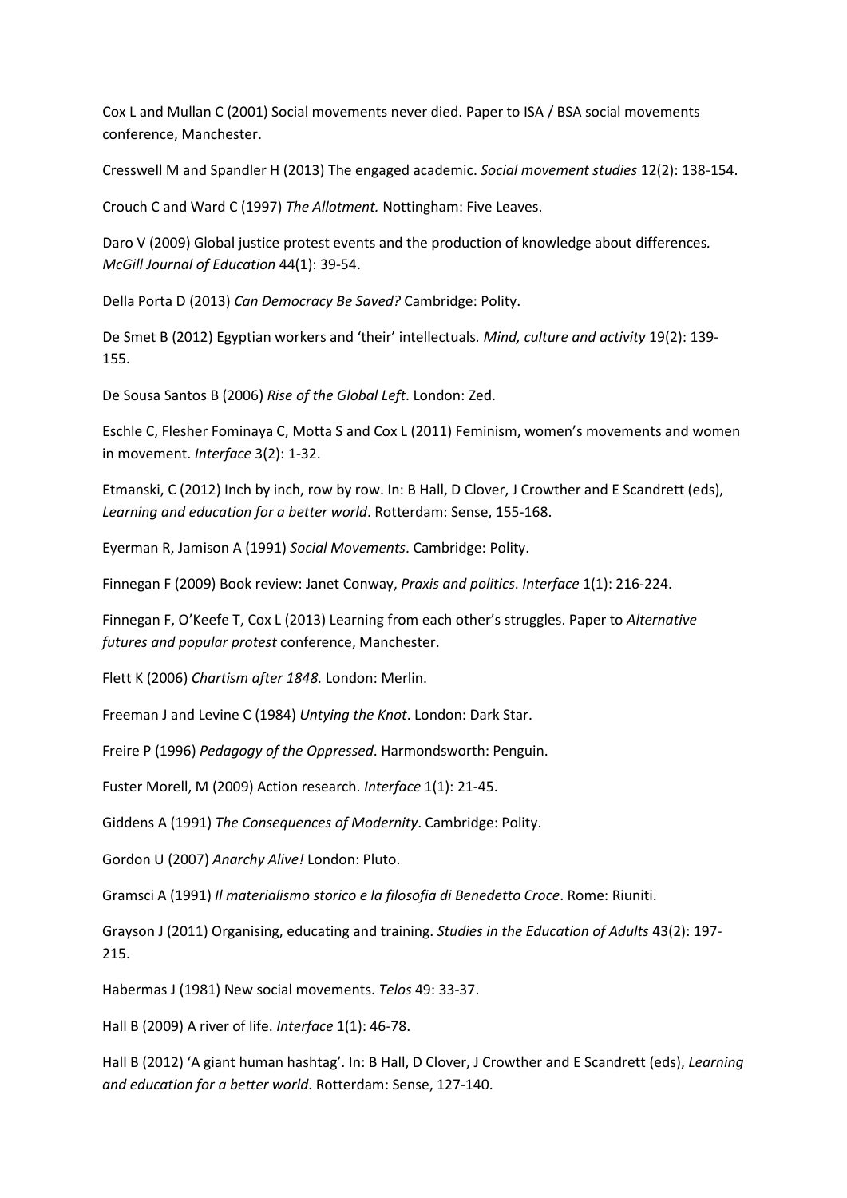Cox L and Mullan C (2001) Social movements never died. Paper to ISA / BSA social movements conference, Manchester.

Cresswell M and Spandler H (2013) The engaged academic. *Social movement studies* 12(2): 138-154.

Crouch C and Ward C (1997) *The Allotment.* Nottingham: Five Leaves.

Daro V (2009) Global justice protest events and the production of knowledge about differences*. McGill Journal of Education* 44(1): 39-54.

Della Porta D (2013) *Can Democracy Be Saved?* Cambridge: Polity.

De Smet B (2012) Egyptian workers and 'their' intellectuals*. Mind, culture and activity* 19(2): 139-155.

De Sousa Santos B (2006) *Rise of the Global Left*. London: Zed.

Eschle C, Flesher Fominaya C, Motta S and Cox L (2011) Feminism, women's movements and women in movement. *Interface* 3(2): 1-32.

Etmanski, C (2012) Inch by inch, row by row. In: B Hall, D Clover, J Crowther and E Scandrett (eds), *Learning and education for a better world*. Rotterdam: Sense, 155-168.

Eyerman R, Jamison A (1991) *Social Movements*. Cambridge: Polity.

Finnegan F (2009) Book review: Janet Conway, *Praxis and politics*. *Interface* 1(1): 216-224.

Finnegan F, O'Keefe T, Cox L (2013) Learning from each other's struggles. Paper to *Alternative futures and popular protest* conference, Manchester.

Flett K (2006) *Chartism after 1848.* London: Merlin.

Freeman J and Levine C (1984) *Untying the Knot*. London: Dark Star.

Freire P (1996) *Pedagogy of the Oppressed*. Harmondsworth: Penguin.

Fuster Morell, M (2009) Action research. *Interface* 1(1): 21-45.

Giddens A (1991) *The Consequences of Modernity*. Cambridge: Polity.

Gordon U (2007) *Anarchy Alive!* London: Pluto.

Gramsci A (1991) *Il materialismo storico e la filosofia di Benedetto Croce*. Rome: Riuniti.

Grayson J (2011) Organising, educating and training. *Studies in the Education of Adults* 43(2): 197-215.

Habermas J (1981) New social movements. *Telos* 49: 33-37.

Hall B (2009) A river of life. *Interface* 1(1): 46-78.

Hall B (2012) 'A giant human hashtag'. In: B Hall, D Clover, J Crowther and E Scandrett (eds), *Learning and education for a better world*. Rotterdam: Sense, 127-140.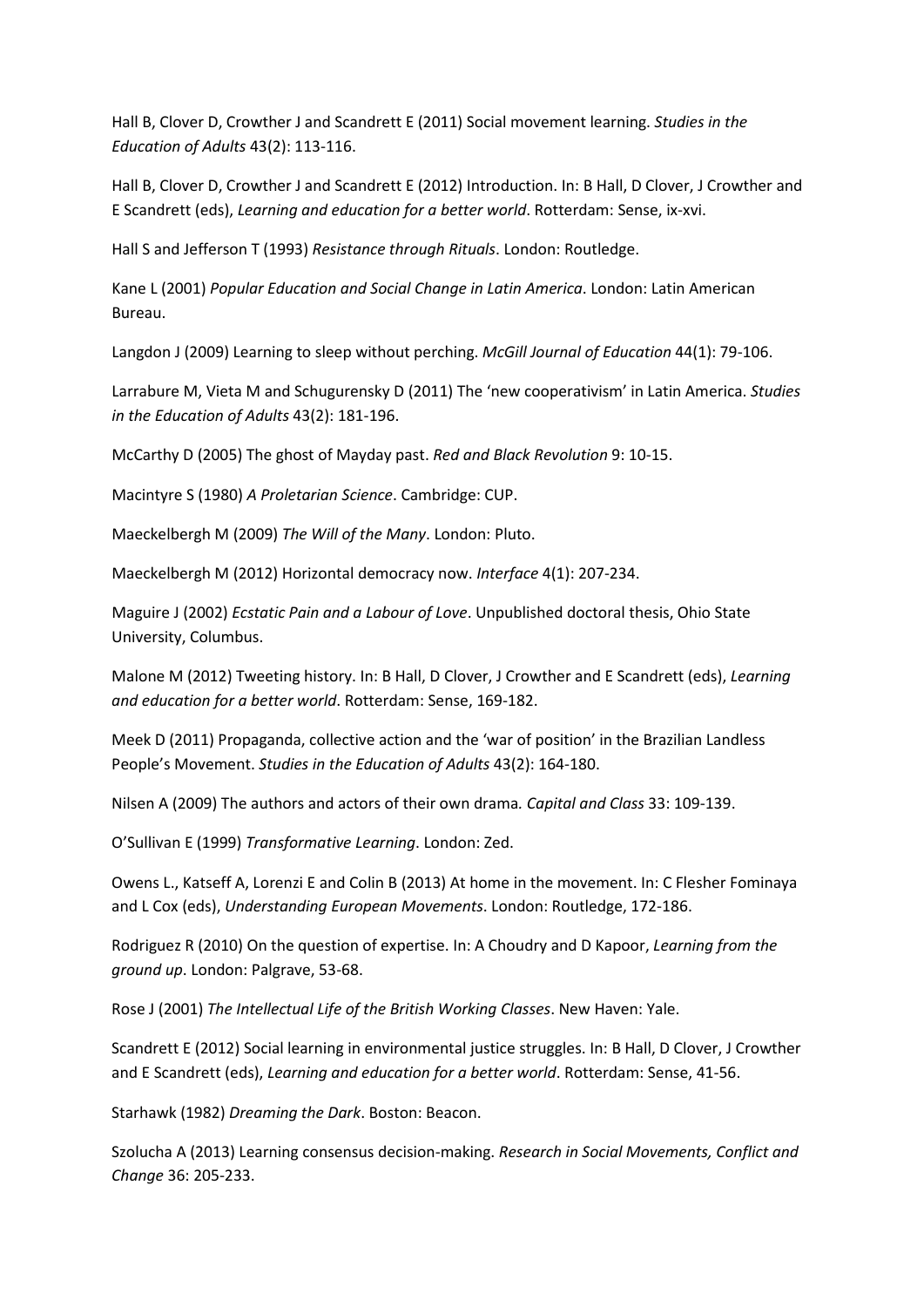Hall B, Clover D, Crowther J and Scandrett E (2011) Social movement learning. *Studies in the Education of Adults* 43(2): 113-116.

Hall B, Clover D, Crowther J and Scandrett E (2012) Introduction. In: B Hall, D Clover, J Crowther and E Scandrett (eds), *Learning and education for a better world*. Rotterdam: Sense, ix-xvi.

Hall S and Jefferson T (1993) *Resistance through Rituals*. London: Routledge.

Kane L (2001) *Popular Education and Social Change in Latin America*. London: Latin American Bureau.

Langdon J (2009) Learning to sleep without perching. *McGill Journal of Education* 44(1): 79-106.

Larrabure M, Vieta M and Schugurensky D (2011) The 'new cooperativism' in Latin America. *Studies in the Education of Adults* 43(2): 181-196.

McCarthy D (2005) The ghost of Mayday past. *Red and Black Revolution* 9: 10-15.

Macintyre S (1980) *A Proletarian Science*. Cambridge: CUP.

Maeckelbergh M (2009) *The Will of the Many*. London: Pluto.

Maeckelbergh M (2012) Horizontal democracy now. *Interface* 4(1): 207-234.

Maguire J (2002) *Ecstatic Pain and a Labour of Love*. Unpublished doctoral thesis, Ohio State University, Columbus.

Malone M (2012) Tweeting history. In: B Hall, D Clover, J Crowther and E Scandrett (eds), *Learning and education for a better world*. Rotterdam: Sense, 169-182.

Meek D (2011) Propaganda, collective action and the 'war of position' in the Brazilian Landless People's Movement. *Studies in the Education of Adults* 43(2): 164-180.

Nilsen A (2009) The authors and actors of their own drama*. Capital and Class* 33: 109-139.

O'Sullivan E (1999) *Transformative Learning*. London: Zed.

Owens L., Katseff A, Lorenzi E and Colin B (2013) At home in the movement. In: C Flesher Fominaya and L Cox (eds), *Understanding European Movements*. London: Routledge, 172-186.

Rodriguez R (2010) On the question of expertise. In: A Choudry and D Kapoor, *Learning from the ground up*. London: Palgrave, 53-68.

Rose J (2001) *The Intellectual Life of the British Working Classes*. New Haven: Yale.

Scandrett E (2012) Social learning in environmental justice struggles. In: B Hall, D Clover, J Crowther and E Scandrett (eds), *Learning and education for a better world*. Rotterdam: Sense, 41-56.

Starhawk (1982) *Dreaming the Dark*. Boston: Beacon.

Szolucha A (2013) Learning consensus decision-making. *Research in Social Movements, Conflict and Change* 36: 205-233.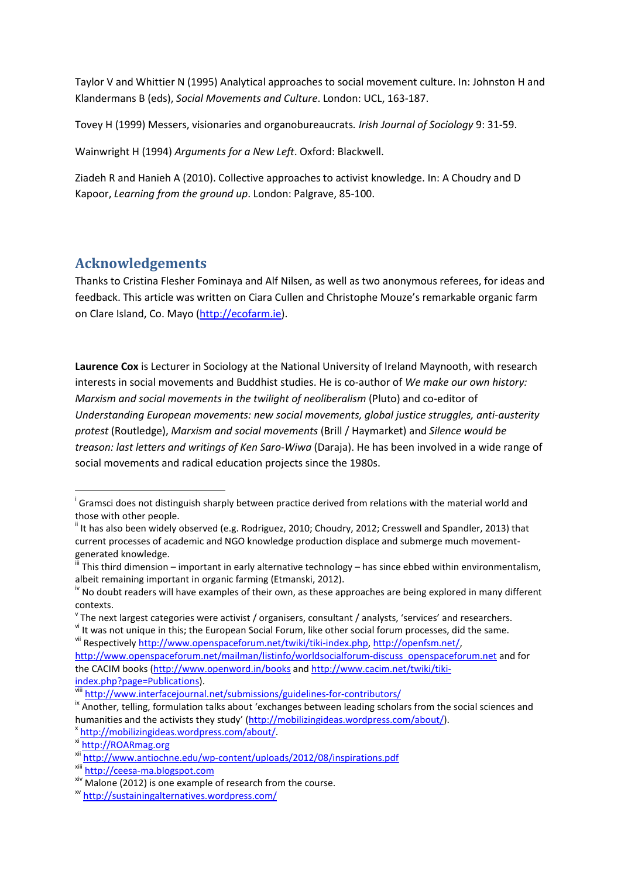Taylor V and Whittier N (1995) Analytical approaches to social movement culture. In: Johnston H and Klandermans B (eds), *Social Movements and Culture*. London: UCL, 163-187.

Tovey H (1999) Messers, visionaries and organobureaucrats. *Irish Journal of Sociology* 9: 31-59.

Wainwright H (1994) *Arguments for a New Left*. Oxford: Blackwell.

Ziadeh R and Hanieh A (2010). Collective approaches to activist knowledge. In: A Choudry and D Kapoor, *Learning from the ground up*. London: Palgrave, 85-100.

## Acknowledgements

Thanks to Cristina Flesher Fominaya and Alf Nilsen, as well as two anonymous referees, for ideas and feedback. This article was written on Ciara Cullen and Christophe Mouze's remarkable organic farm on Clare Island, Co. Mayo (http://ecofarm.ie).

**Laurence Cox** is Lecturer in Sociology at the National University of Ireland Maynooth, with research interests in social movements and Buddhist studies. He is co-author of *We make our own history: Marxism and social movements in the twilight of neoliberalism* (Pluto) and co-editor of *Understanding European movements: new social movements, global justice struggles, anti-austerity protest* (Routledge), *Marxism and social movements* (Brill / Haymarket) and *Silence would be treason: last letters and writings of Ken Saro-Wiwa* (Daraja). He has been involved in a wide range of social movements and radical education projects since the 1980s.

---

[i] Gramsci does not distinguish sharply between practice derived from relations with the material world and those with other people.

[ii] It has also been widely observed (e.g. Rodriguez, 2010; Choudry, 2012; Cresswell and Spandler, 2013) that current processes of academic and NGO knowledge production displace and submerge much movement-generated knowledge.

[iii] This third dimension – important in early alternative technology – has since ebbed within environmentalism, albeit remaining important in organic farming (Etmanski, 2012).

[iv] No doubt readers will have examples of their own, as these approaches are being explored in many different contexts.

[v] The next largest categories were activist / organisers, consultant / analysts, 'services' and researchers.

[vi] It was not unique in this; the European Social Forum, like other social forum processes, did the same.

[vii] Respectively http://www.openspaceforum.net/twiki/tiki-index.php, http://openfsm.net/, http://www.openspaceforum.net/mailman/listinfo/worldsocialforum-discuss_openspaceforum.net and for the CACIM books (http://www.openword.in/books and http://www.cacim.net/twiki/tiki-index.php?page=Publications).

[viii] http://www.interfacejournal.net/submissions/guidelines-for-contributors/

[ix] Another, telling, formulation talks about 'exchanges between leading scholars from the social sciences and humanities and the activists they study' (http://mobilizingideas.wordpress.com/about/).

[x] http://mobilizingideas.wordpress.com/about/.

[xi] http://ROARmag.org

[xii] http://www.antiochne.edu/wp-content/uploads/2012/08/inspirations.pdf

[xiii] http://ceesa-ma.blogspot.com

[xiv] Malone (2012) is one example of research from the course.

[xv] http://sustainingalternatives.wordpress.com/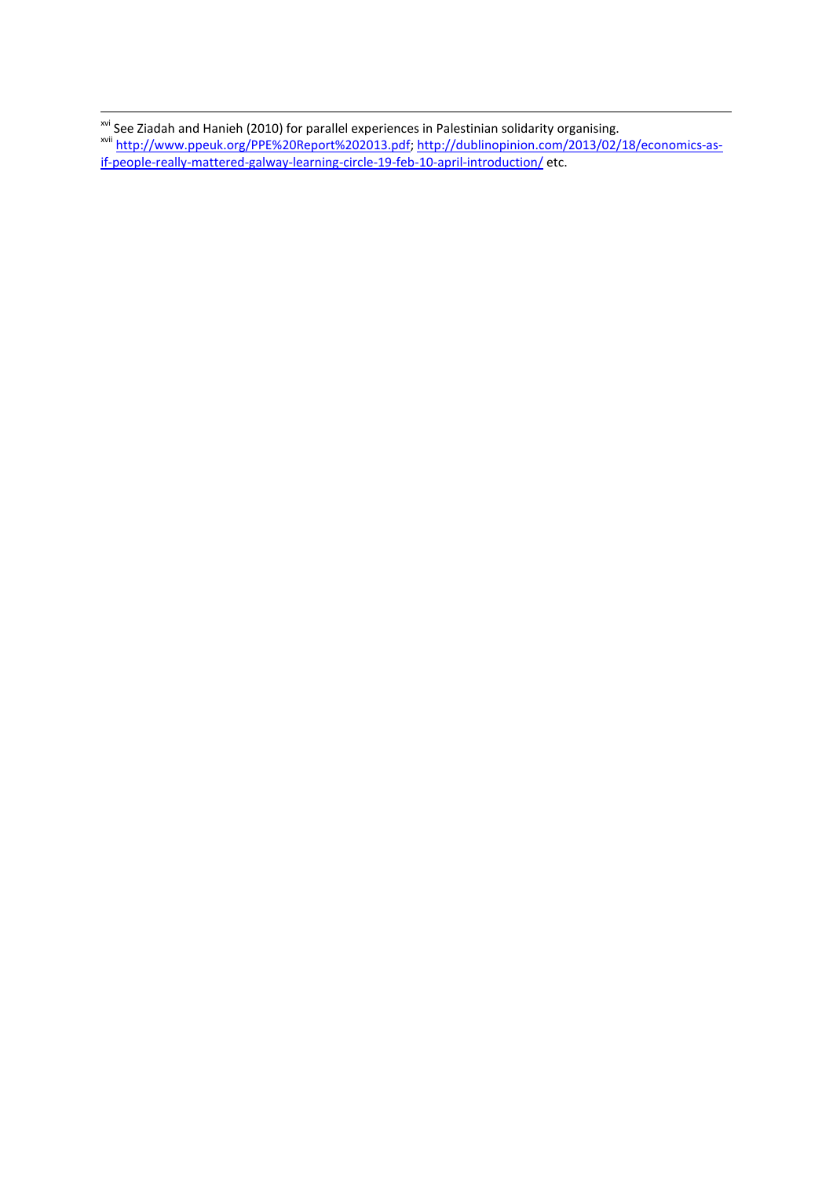---

[xvi] See Ziadah and Hanieh (2010) for parallel experiences in Palestinian solidarity organising.

[xvii] http://www.ppeuk.org/PPE%20Report%202013.pdf; http://dublinopinion.com/2013/02/18/economics-as-if-people-really-mattered-galway-learning-circle-19-feb-10-april-introduction/ etc.